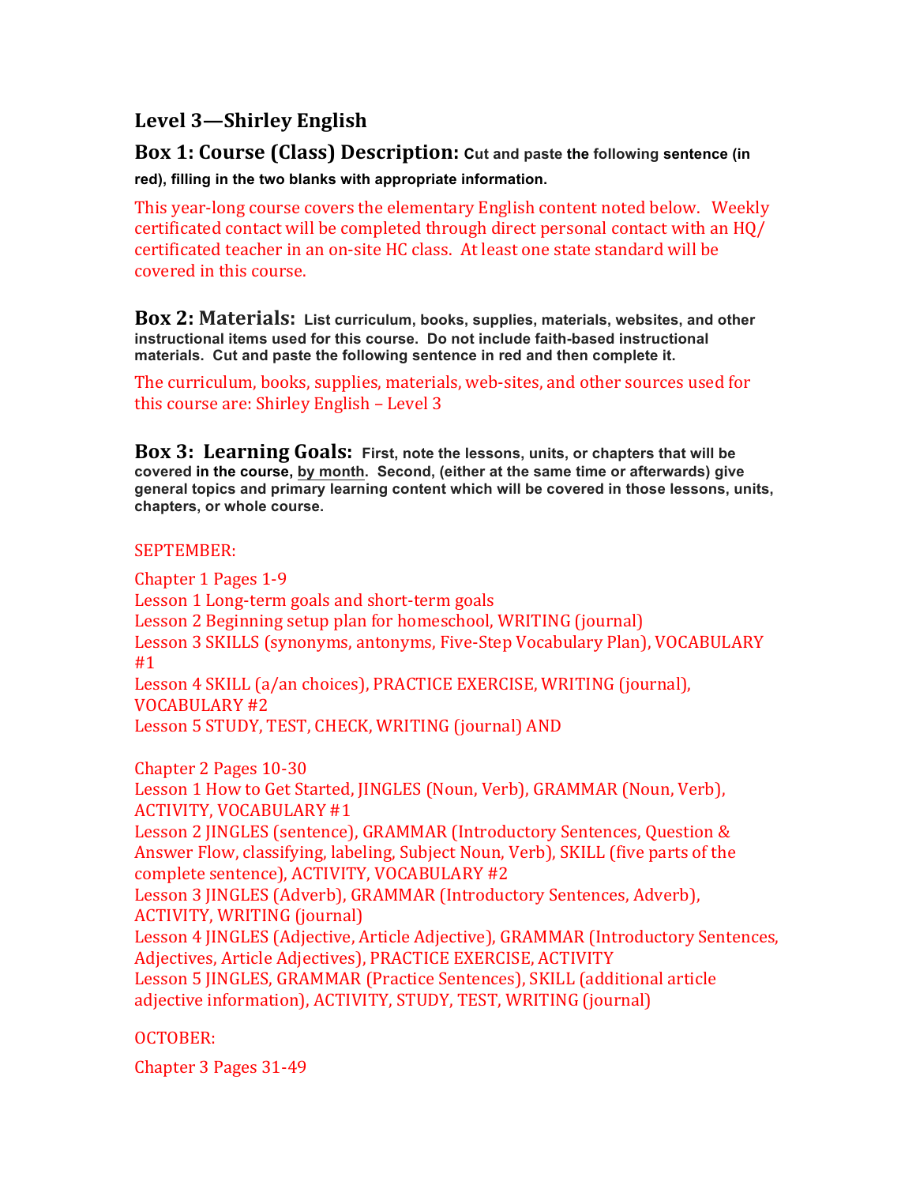# Level 3—Shirley English

**Box 1: Course (Class) Description:** **Cut and paste the following sentence (in red), filling in the two blanks with appropriate information.**

This year-long course covers the elementary English content noted below. Weekly certificated contact will be completed through direct personal contact with an HQ/ certificated teacher in an on-site HC class. At least one state standard will be covered in this course.

**Box 2: Materials:** **List curriculum, books, supplies, materials, websites, and other instructional items used for this course. Do not include faith-based instructional materials. Cut and paste the following sentence in red and then complete it.**

The curriculum, books, supplies, materials, web-sites, and other sources used for this course are: Shirley English – Level 3

**Box 3: Learning Goals:** **First, note the lessons, units, or chapters that will be covered in the course, by month. Second, (either at the same time or afterwards) give general topics and primary learning content which will be covered in those lessons, units, chapters, or whole course.**

SEPTEMBER:

Chapter 1 Pages 1-9
Lesson 1 Long-term goals and short-term goals
Lesson 2 Beginning setup plan for homeschool, WRITING (journal)
Lesson 3 SKILLS (synonyms, antonyms, Five-Step Vocabulary Plan), VOCABULARY #1
Lesson 4 SKILL (a/an choices), PRACTICE EXERCISE, WRITING (journal), VOCABULARY #2
Lesson 5 STUDY, TEST, CHECK, WRITING (journal) AND

Chapter 2 Pages 10-30
Lesson 1 How to Get Started, JINGLES (Noun, Verb), GRAMMAR (Noun, Verb), ACTIVITY, VOCABULARY #1
Lesson 2 JINGLES (sentence), GRAMMAR (Introductory Sentences, Question & Answer Flow, classifying, labeling, Subject Noun, Verb), SKILL (five parts of the complete sentence), ACTIVITY, VOCABULARY #2
Lesson 3 JINGLES (Adverb), GRAMMAR (Introductory Sentences, Adverb), ACTIVITY, WRITING (journal)
Lesson 4 JINGLES (Adjective, Article Adjective), GRAMMAR (Introductory Sentences, Adjectives, Article Adjectives), PRACTICE EXERCISE, ACTIVITY
Lesson 5 JINGLES, GRAMMAR (Practice Sentences), SKILL (additional article adjective information), ACTIVITY, STUDY, TEST, WRITING (journal)

OCTOBER:

Chapter 3 Pages 31-49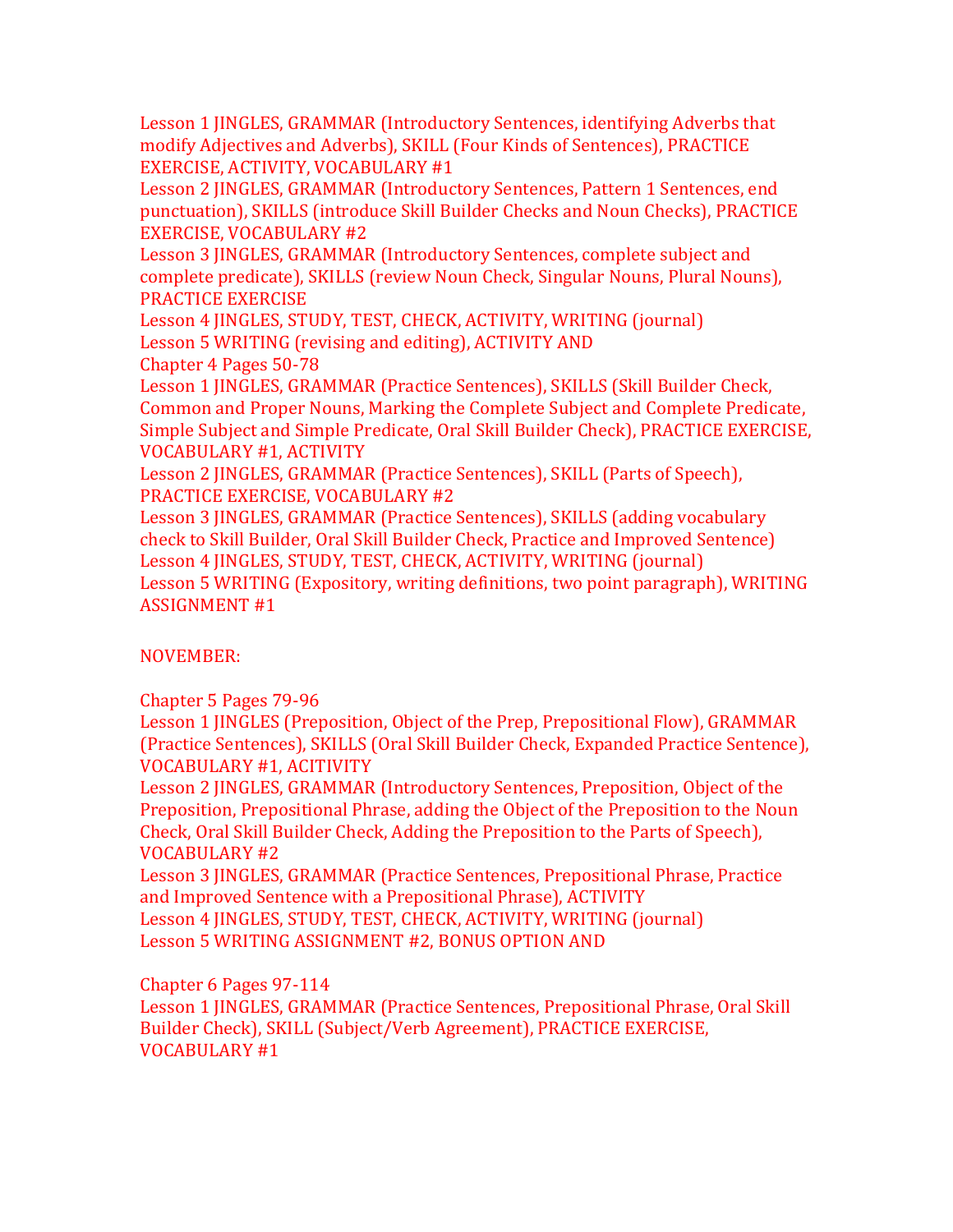Lesson 1 JINGLES, GRAMMAR (Introductory Sentences, identifying Adverbs that modify Adjectives and Adverbs), SKILL (Four Kinds of Sentences), PRACTICE EXERCISE, ACTIVITY, VOCABULARY #1
Lesson 2 JINGLES, GRAMMAR (Introductory Sentences, Pattern 1 Sentences, end punctuation), SKILLS (introduce Skill Builder Checks and Noun Checks), PRACTICE EXERCISE, VOCABULARY #2
Lesson 3 JINGLES, GRAMMAR (Introductory Sentences, complete subject and complete predicate), SKILLS (review Noun Check, Singular Nouns, Plural Nouns), PRACTICE EXERCISE
Lesson 4 JINGLES, STUDY, TEST, CHECK, ACTIVITY, WRITING (journal)
Lesson 5 WRITING (revising and editing), ACTIVITY AND
Chapter 4 Pages 50-78
Lesson 1 JINGLES, GRAMMAR (Practice Sentences), SKILLS (Skill Builder Check, Common and Proper Nouns, Marking the Complete Subject and Complete Predicate, Simple Subject and Simple Predicate, Oral Skill Builder Check), PRACTICE EXERCISE, VOCABULARY #1, ACTIVITY
Lesson 2 JINGLES, GRAMMAR (Practice Sentences), SKILL (Parts of Speech), PRACTICE EXERCISE, VOCABULARY #2
Lesson 3 JINGLES, GRAMMAR (Practice Sentences), SKILLS (adding vocabulary check to Skill Builder, Oral Skill Builder Check, Practice and Improved Sentence)
Lesson 4 JINGLES, STUDY, TEST, CHECK, ACTIVITY, WRITING (journal)
Lesson 5 WRITING (Expository, writing definitions, two point paragraph), WRITING ASSIGNMENT #1

NOVEMBER:

Chapter 5 Pages 79-96
Lesson 1 JINGLES (Preposition, Object of the Prep, Prepositional Flow), GRAMMAR (Practice Sentences), SKILLS (Oral Skill Builder Check, Expanded Practice Sentence), VOCABULARY #1, ACITIVITY
Lesson 2 JINGLES, GRAMMAR (Introductory Sentences, Preposition, Object of the Preposition, Prepositional Phrase, adding the Object of the Preposition to the Noun Check, Oral Skill Builder Check, Adding the Preposition to the Parts of Speech), VOCABULARY #2
Lesson 3 JINGLES, GRAMMAR (Practice Sentences, Prepositional Phrase, Practice and Improved Sentence with a Prepositional Phrase), ACTIVITY
Lesson 4 JINGLES, STUDY, TEST, CHECK, ACTIVITY, WRITING (journal)
Lesson 5 WRITING ASSIGNMENT #2, BONUS OPTION AND

Chapter 6 Pages 97-114
Lesson 1 JINGLES, GRAMMAR (Practice Sentences, Prepositional Phrase, Oral Skill Builder Check), SKILL (Subject/Verb Agreement), PRACTICE EXERCISE, VOCABULARY #1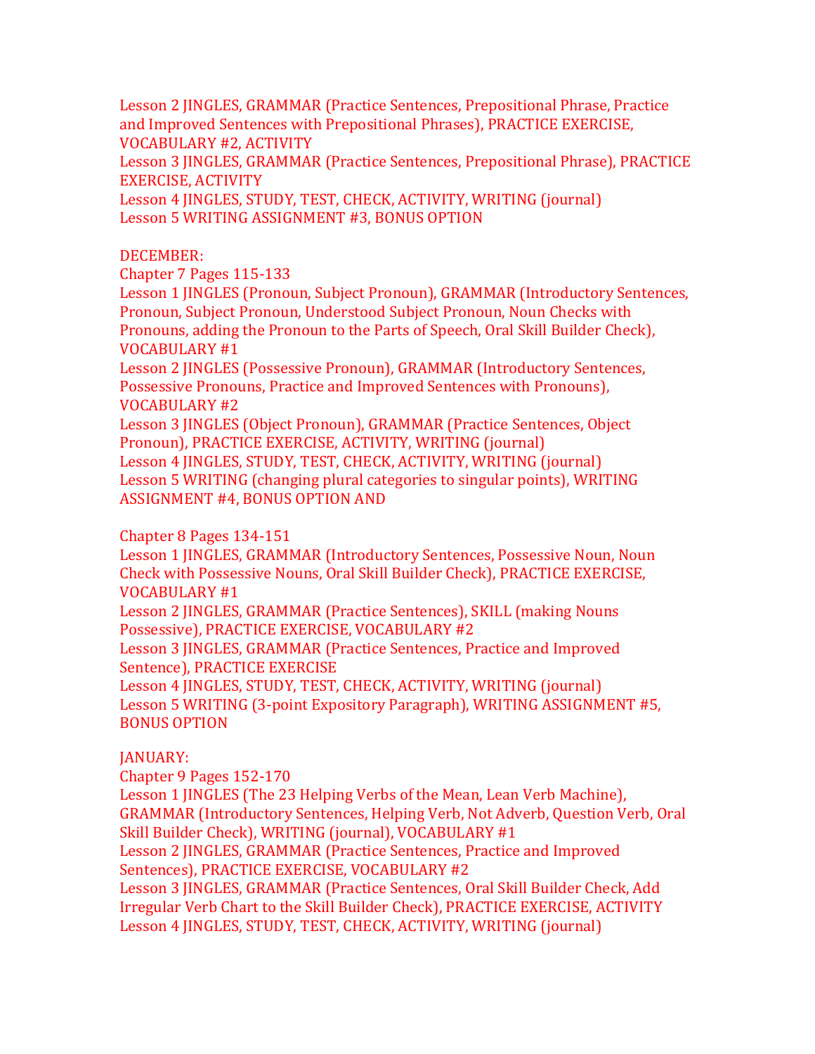Lesson 2 JINGLES, GRAMMAR (Practice Sentences, Prepositional Phrase, Practice and Improved Sentences with Prepositional Phrases), PRACTICE EXERCISE, VOCABULARY #2, ACTIVITY
Lesson 3 JINGLES, GRAMMAR (Practice Sentences, Prepositional Phrase), PRACTICE EXERCISE, ACTIVITY
Lesson 4 JINGLES, STUDY, TEST, CHECK, ACTIVITY, WRITING (journal)
Lesson 5 WRITING ASSIGNMENT #3, BONUS OPTION

DECEMBER:
Chapter 7 Pages 115-133
Lesson 1 JINGLES (Pronoun, Subject Pronoun), GRAMMAR (Introductory Sentences, Pronoun, Subject Pronoun, Understood Subject Pronoun, Noun Checks with Pronouns, adding the Pronoun to the Parts of Speech, Oral Skill Builder Check), VOCABULARY #1
Lesson 2 JINGLES (Possessive Pronoun), GRAMMAR (Introductory Sentences, Possessive Pronouns, Practice and Improved Sentences with Pronouns), VOCABULARY #2
Lesson 3 JINGLES (Object Pronoun), GRAMMAR (Practice Sentences, Object Pronoun), PRACTICE EXERCISE, ACTIVITY, WRITING (journal)
Lesson 4 JINGLES, STUDY, TEST, CHECK, ACTIVITY, WRITING (journal)
Lesson 5 WRITING (changing plural categories to singular points), WRITING ASSIGNMENT #4, BONUS OPTION AND

Chapter 8 Pages 134-151
Lesson 1 JINGLES, GRAMMAR (Introductory Sentences, Possessive Noun, Noun Check with Possessive Nouns, Oral Skill Builder Check), PRACTICE EXERCISE, VOCABULARY #1
Lesson 2 JINGLES, GRAMMAR (Practice Sentences), SKILL (making Nouns Possessive), PRACTICE EXERCISE, VOCABULARY #2
Lesson 3 JINGLES, GRAMMAR (Practice Sentences, Practice and Improved Sentence), PRACTICE EXERCISE
Lesson 4 JINGLES, STUDY, TEST, CHECK, ACTIVITY, WRITING (journal)
Lesson 5 WRITING (3-point Expository Paragraph), WRITING ASSIGNMENT #5, BONUS OPTION

JANUARY:
Chapter 9 Pages 152-170
Lesson 1 JINGLES (The 23 Helping Verbs of the Mean, Lean Verb Machine), GRAMMAR (Introductory Sentences, Helping Verb, Not Adverb, Question Verb, Oral Skill Builder Check), WRITING (journal), VOCABULARY #1
Lesson 2 JINGLES, GRAMMAR (Practice Sentences, Practice and Improved Sentences), PRACTICE EXERCISE, VOCABULARY #2
Lesson 3 JINGLES, GRAMMAR (Practice Sentences, Oral Skill Builder Check, Add Irregular Verb Chart to the Skill Builder Check), PRACTICE EXERCISE, ACTIVITY
Lesson 4 JINGLES, STUDY, TEST, CHECK, ACTIVITY, WRITING (journal)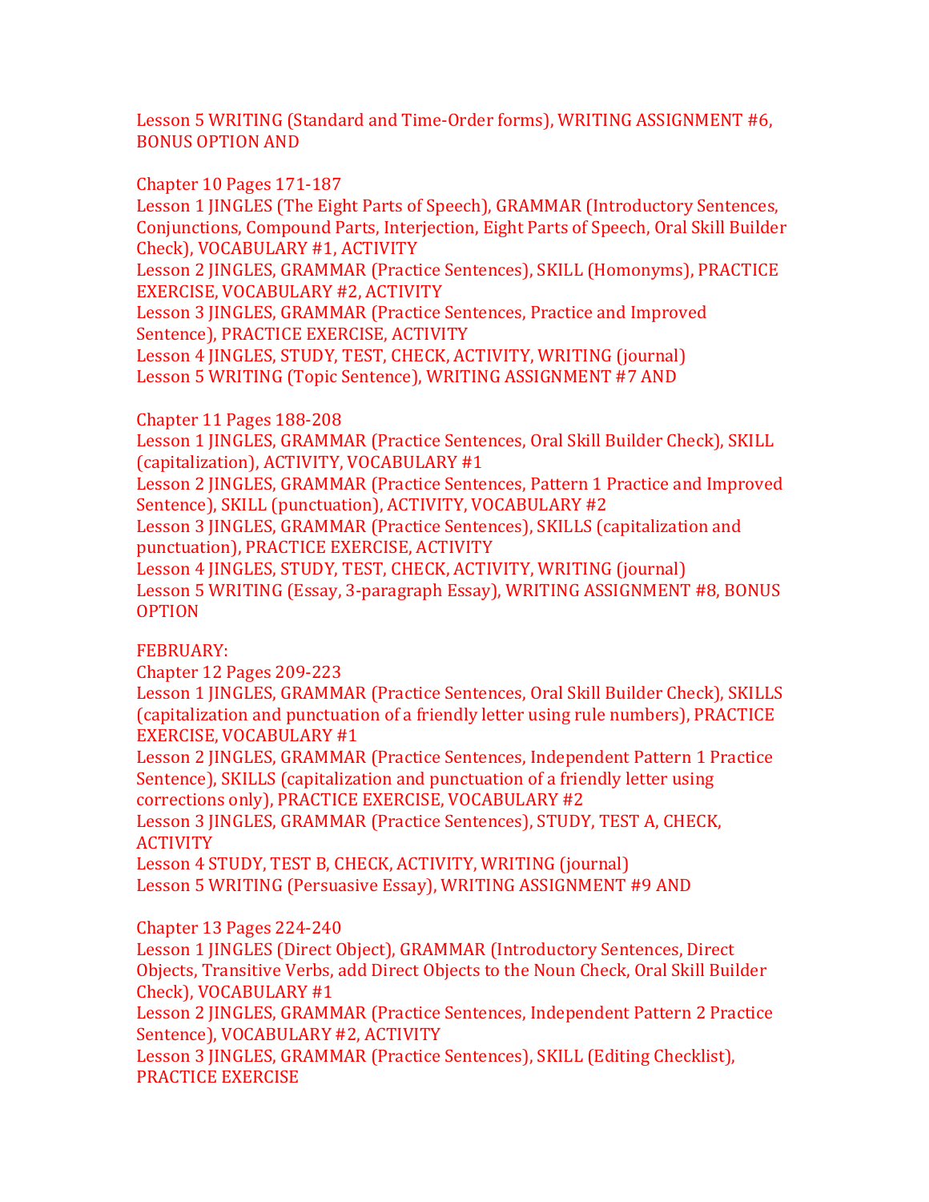Lesson 5 WRITING (Standard and Time-Order forms), WRITING ASSIGNMENT #6, BONUS OPTION AND

Chapter 10 Pages 171-187
Lesson 1 JINGLES (The Eight Parts of Speech), GRAMMAR (Introductory Sentences, Conjunctions, Compound Parts, Interjection, Eight Parts of Speech, Oral Skill Builder Check), VOCABULARY #1, ACTIVITY
Lesson 2 JINGLES, GRAMMAR (Practice Sentences), SKILL (Homonyms), PRACTICE EXERCISE, VOCABULARY #2, ACTIVITY
Lesson 3 JINGLES, GRAMMAR (Practice Sentences, Practice and Improved Sentence), PRACTICE EXERCISE, ACTIVITY
Lesson 4 JINGLES, STUDY, TEST, CHECK, ACTIVITY, WRITING (journal)
Lesson 5 WRITING (Topic Sentence), WRITING ASSIGNMENT #7 AND

Chapter 11 Pages 188-208
Lesson 1 JINGLES, GRAMMAR (Practice Sentences, Oral Skill Builder Check), SKILL (capitalization), ACTIVITY, VOCABULARY #1
Lesson 2 JINGLES, GRAMMAR (Practice Sentences, Pattern 1 Practice and Improved Sentence), SKILL (punctuation), ACTIVITY, VOCABULARY #2
Lesson 3 JINGLES, GRAMMAR (Practice Sentences), SKILLS (capitalization and punctuation), PRACTICE EXERCISE, ACTIVITY
Lesson 4 JINGLES, STUDY, TEST, CHECK, ACTIVITY, WRITING (journal)
Lesson 5 WRITING (Essay, 3-paragraph Essay), WRITING ASSIGNMENT #8, BONUS OPTION

FEBRUARY:
Chapter 12 Pages 209-223
Lesson 1 JINGLES, GRAMMAR (Practice Sentences, Oral Skill Builder Check), SKILLS (capitalization and punctuation of a friendly letter using rule numbers), PRACTICE EXERCISE, VOCABULARY #1
Lesson 2 JINGLES, GRAMMAR (Practice Sentences, Independent Pattern 1 Practice Sentence), SKILLS (capitalization and punctuation of a friendly letter using corrections only), PRACTICE EXERCISE, VOCABULARY #2
Lesson 3 JINGLES, GRAMMAR (Practice Sentences), STUDY, TEST A, CHECK, ACTIVITY
Lesson 4 STUDY, TEST B, CHECK, ACTIVITY, WRITING (journal)
Lesson 5 WRITING (Persuasive Essay), WRITING ASSIGNMENT #9 AND

Chapter 13 Pages 224-240
Lesson 1 JINGLES (Direct Object), GRAMMAR (Introductory Sentences, Direct Objects, Transitive Verbs, add Direct Objects to the Noun Check, Oral Skill Builder Check), VOCABULARY #1
Lesson 2 JINGLES, GRAMMAR (Practice Sentences, Independent Pattern 2 Practice Sentence), VOCABULARY #2, ACTIVITY
Lesson 3 JINGLES, GRAMMAR (Practice Sentences), SKILL (Editing Checklist), PRACTICE EXERCISE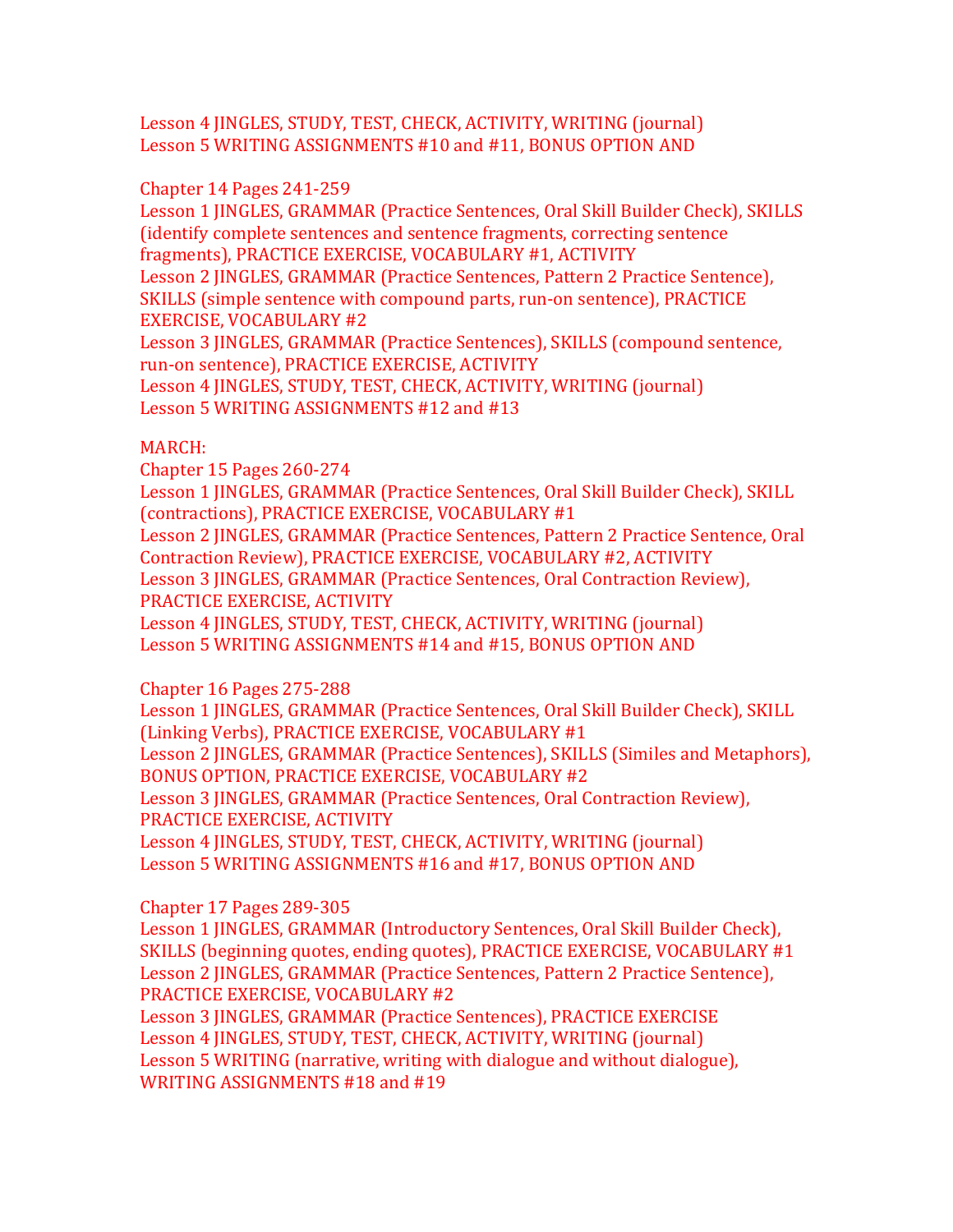Lesson 4 JINGLES, STUDY, TEST, CHECK, ACTIVITY, WRITING (journal)
Lesson 5 WRITING ASSIGNMENTS #10 and #11, BONUS OPTION AND

Chapter 14 Pages 241-259
Lesson 1 JINGLES, GRAMMAR (Practice Sentences, Oral Skill Builder Check), SKILLS (identify complete sentences and sentence fragments, correcting sentence fragments), PRACTICE EXERCISE, VOCABULARY #1, ACTIVITY
Lesson 2 JINGLES, GRAMMAR (Practice Sentences, Pattern 2 Practice Sentence), SKILLS (simple sentence with compound parts, run-on sentence), PRACTICE EXERCISE, VOCABULARY #2
Lesson 3 JINGLES, GRAMMAR (Practice Sentences), SKILLS (compound sentence, run-on sentence), PRACTICE EXERCISE, ACTIVITY
Lesson 4 JINGLES, STUDY, TEST, CHECK, ACTIVITY, WRITING (journal)
Lesson 5 WRITING ASSIGNMENTS #12 and #13

MARCH:
Chapter 15 Pages 260-274
Lesson 1 JINGLES, GRAMMAR (Practice Sentences, Oral Skill Builder Check), SKILL (contractions), PRACTICE EXERCISE, VOCABULARY #1
Lesson 2 JINGLES, GRAMMAR (Practice Sentences, Pattern 2 Practice Sentence, Oral Contraction Review), PRACTICE EXERCISE, VOCABULARY #2, ACTIVITY
Lesson 3 JINGLES, GRAMMAR (Practice Sentences, Oral Contraction Review), PRACTICE EXERCISE, ACTIVITY
Lesson 4 JINGLES, STUDY, TEST, CHECK, ACTIVITY, WRITING (journal)
Lesson 5 WRITING ASSIGNMENTS #14 and #15, BONUS OPTION AND

Chapter 16 Pages 275-288
Lesson 1 JINGLES, GRAMMAR (Practice Sentences, Oral Skill Builder Check), SKILL (Linking Verbs), PRACTICE EXERCISE, VOCABULARY #1
Lesson 2 JINGLES, GRAMMAR (Practice Sentences), SKILLS (Similes and Metaphors), BONUS OPTION, PRACTICE EXERCISE, VOCABULARY #2
Lesson 3 JINGLES, GRAMMAR (Practice Sentences, Oral Contraction Review), PRACTICE EXERCISE, ACTIVITY
Lesson 4 JINGLES, STUDY, TEST, CHECK, ACTIVITY, WRITING (journal)
Lesson 5 WRITING ASSIGNMENTS #16 and #17, BONUS OPTION AND

Chapter 17 Pages 289-305
Lesson 1 JINGLES, GRAMMAR (Introductory Sentences, Oral Skill Builder Check), SKILLS (beginning quotes, ending quotes), PRACTICE EXERCISE, VOCABULARY #1
Lesson 2 JINGLES, GRAMMAR (Practice Sentences, Pattern 2 Practice Sentence), PRACTICE EXERCISE, VOCABULARY #2
Lesson 3 JINGLES, GRAMMAR (Practice Sentences), PRACTICE EXERCISE
Lesson 4 JINGLES, STUDY, TEST, CHECK, ACTIVITY, WRITING (journal)
Lesson 5 WRITING (narrative, writing with dialogue and without dialogue), WRITING ASSIGNMENTS #18 and #19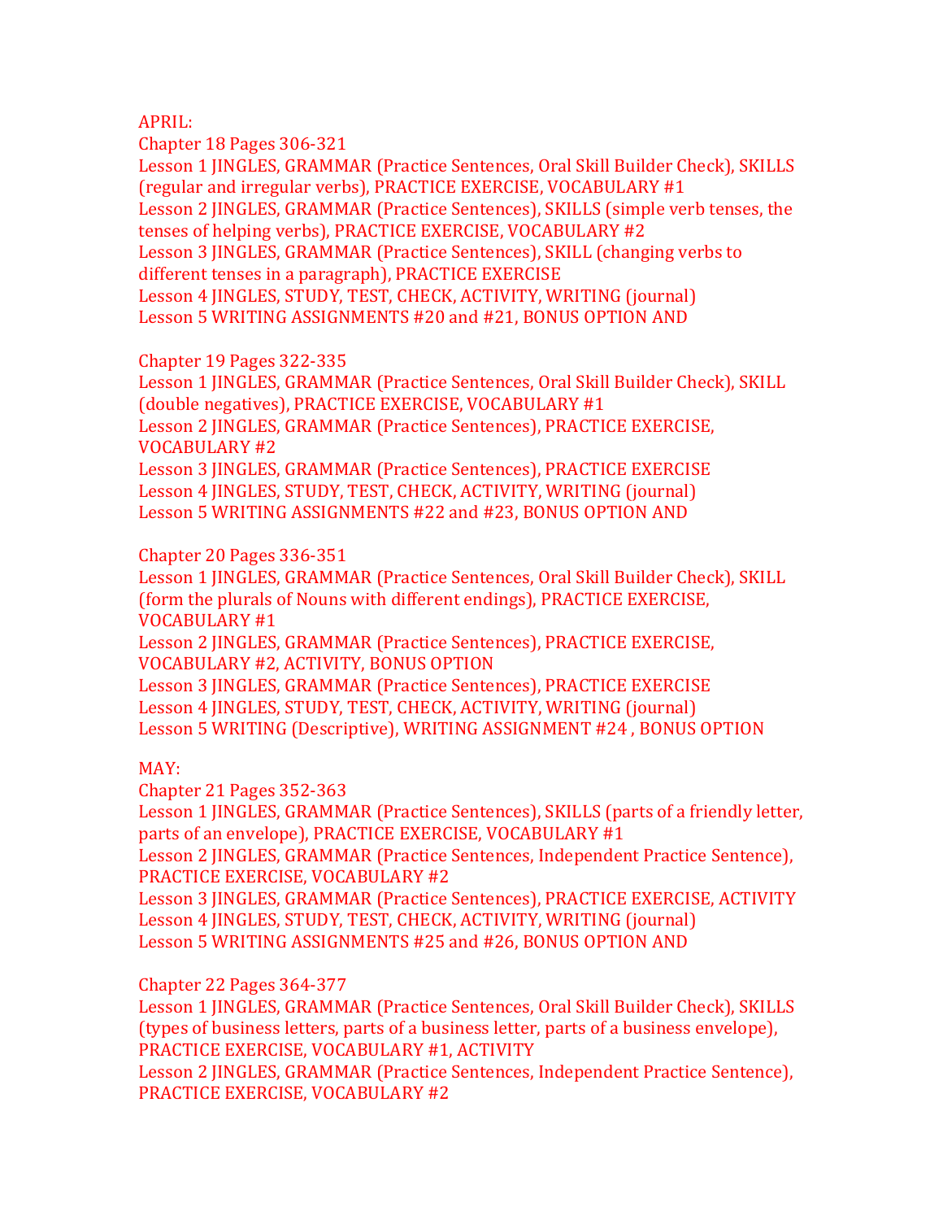APRIL:

Chapter 18 Pages 306-321

Lesson 1 JINGLES, GRAMMAR (Practice Sentences, Oral Skill Builder Check), SKILLS (regular and irregular verbs), PRACTICE EXERCISE, VOCABULARY #1

Lesson 2 JINGLES, GRAMMAR (Practice Sentences), SKILLS (simple verb tenses, the tenses of helping verbs), PRACTICE EXERCISE, VOCABULARY #2

Lesson 3 JINGLES, GRAMMAR (Practice Sentences), SKILL (changing verbs to different tenses in a paragraph), PRACTICE EXERCISE

Lesson 4 JINGLES, STUDY, TEST, CHECK, ACTIVITY, WRITING (journal)

Lesson 5 WRITING ASSIGNMENTS #20 and #21, BONUS OPTION AND

Chapter 19 Pages 322-335

Lesson 1 JINGLES, GRAMMAR (Practice Sentences, Oral Skill Builder Check), SKILL (double negatives), PRACTICE EXERCISE, VOCABULARY #1

Lesson 2 JINGLES, GRAMMAR (Practice Sentences), PRACTICE EXERCISE, VOCABULARY #2

Lesson 3 JINGLES, GRAMMAR (Practice Sentences), PRACTICE EXERCISE

Lesson 4 JINGLES, STUDY, TEST, CHECK, ACTIVITY, WRITING (journal)

Lesson 5 WRITING ASSIGNMENTS #22 and #23, BONUS OPTION AND

Chapter 20 Pages 336-351

Lesson 1 JINGLES, GRAMMAR (Practice Sentences, Oral Skill Builder Check), SKILL (form the plurals of Nouns with different endings), PRACTICE EXERCISE, VOCABULARY #1

Lesson 2 JINGLES, GRAMMAR (Practice Sentences), PRACTICE EXERCISE, VOCABULARY #2, ACTIVITY, BONUS OPTION

Lesson 3 JINGLES, GRAMMAR (Practice Sentences), PRACTICE EXERCISE

Lesson 4 JINGLES, STUDY, TEST, CHECK, ACTIVITY, WRITING (journal)

Lesson 5 WRITING (Descriptive), WRITING ASSIGNMENT #24 , BONUS OPTION

MAY:

Chapter 21 Pages 352-363

Lesson 1 JINGLES, GRAMMAR (Practice Sentences), SKILLS (parts of a friendly letter, parts of an envelope), PRACTICE EXERCISE, VOCABULARY #1

Lesson 2 JINGLES, GRAMMAR (Practice Sentences, Independent Practice Sentence), PRACTICE EXERCISE, VOCABULARY #2

Lesson 3 JINGLES, GRAMMAR (Practice Sentences), PRACTICE EXERCISE, ACTIVITY

Lesson 4 JINGLES, STUDY, TEST, CHECK, ACTIVITY, WRITING (journal)

Lesson 5 WRITING ASSIGNMENTS #25 and #26, BONUS OPTION AND

Chapter 22 Pages 364-377

Lesson 1 JINGLES, GRAMMAR (Practice Sentences, Oral Skill Builder Check), SKILLS (types of business letters, parts of a business letter, parts of a business envelope), PRACTICE EXERCISE, VOCABULARY #1, ACTIVITY

Lesson 2 JINGLES, GRAMMAR (Practice Sentences, Independent Practice Sentence), PRACTICE EXERCISE, VOCABULARY #2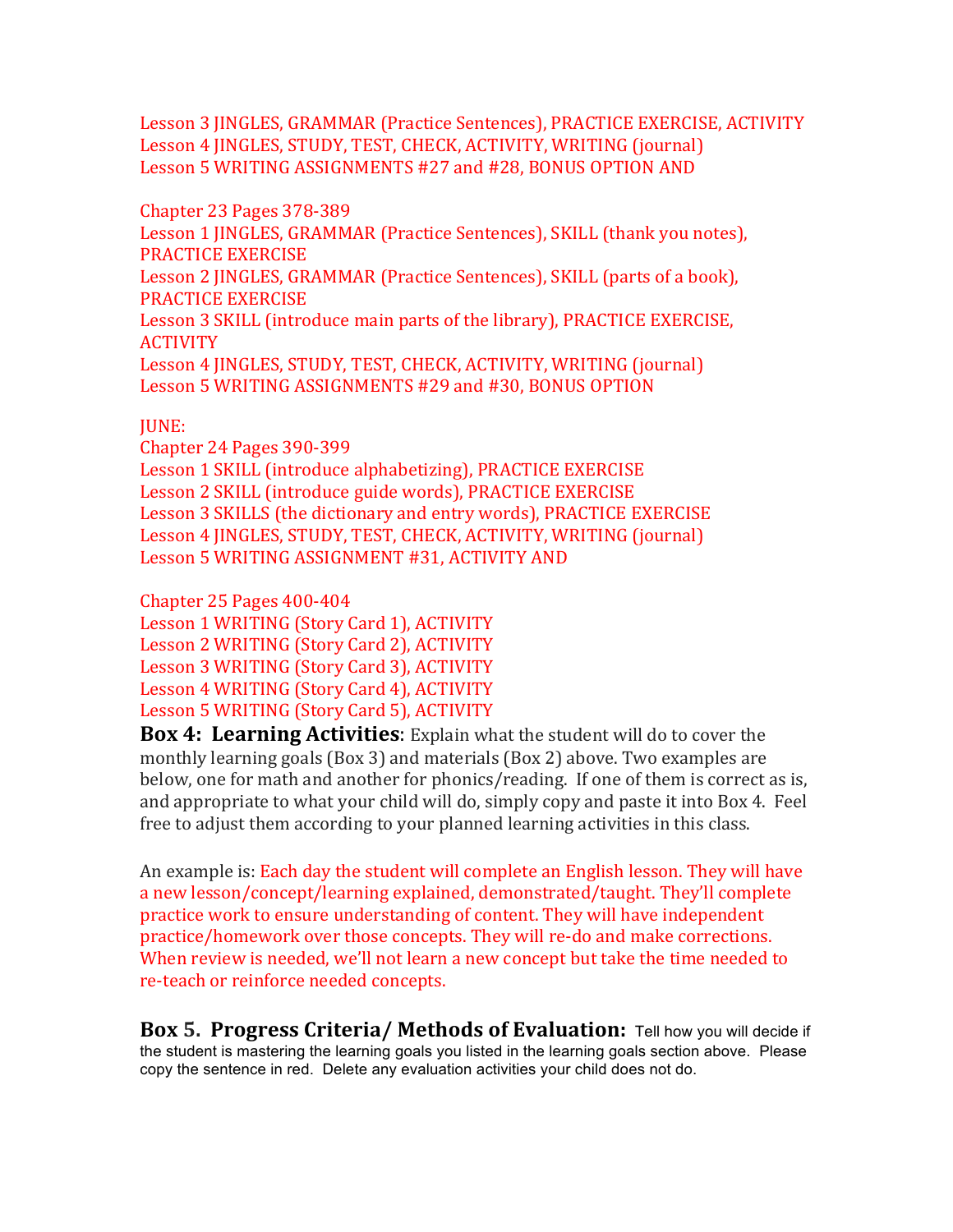Lesson 3 JINGLES, GRAMMAR (Practice Sentences), PRACTICE EXERCISE, ACTIVITY
Lesson 4 JINGLES, STUDY, TEST, CHECK, ACTIVITY, WRITING (journal)
Lesson 5 WRITING ASSIGNMENTS #27 and #28, BONUS OPTION AND

Chapter 23 Pages 378-389
Lesson 1 JINGLES, GRAMMAR (Practice Sentences), SKILL (thank you notes), PRACTICE EXERCISE
Lesson 2 JINGLES, GRAMMAR (Practice Sentences), SKILL (parts of a book), PRACTICE EXERCISE
Lesson 3 SKILL (introduce main parts of the library), PRACTICE EXERCISE, ACTIVITY
Lesson 4 JINGLES, STUDY, TEST, CHECK, ACTIVITY, WRITING (journal)
Lesson 5 WRITING ASSIGNMENTS #29 and #30, BONUS OPTION

JUNE:
Chapter 24 Pages 390-399
Lesson 1 SKILL (introduce alphabetizing), PRACTICE EXERCISE
Lesson 2 SKILL (introduce guide words), PRACTICE EXERCISE
Lesson 3 SKILLS (the dictionary and entry words), PRACTICE EXERCISE
Lesson 4 JINGLES, STUDY, TEST, CHECK, ACTIVITY, WRITING (journal)
Lesson 5 WRITING ASSIGNMENT #31, ACTIVITY AND

Chapter 25 Pages 400-404
Lesson 1 WRITING (Story Card 1), ACTIVITY
Lesson 2 WRITING (Story Card 2), ACTIVITY
Lesson 3 WRITING (Story Card 3), ACTIVITY
Lesson 4 WRITING (Story Card 4), ACTIVITY
Lesson 5 WRITING (Story Card 5), ACTIVITY

**Box 4: Learning Activities**: Explain what the student will do to cover the monthly learning goals (Box 3) and materials (Box 2) above. Two examples are below, one for math and another for phonics/reading. If one of them is correct as is, and appropriate to what your child will do, simply copy and paste it into Box 4. Feel free to adjust them according to your planned learning activities in this class.

An example is: Each day the student will complete an English lesson. They will have a new lesson/concept/learning explained, demonstrated/taught. They'll complete practice work to ensure understanding of content. They will have independent practice/homework over those concepts. They will re-do and make corrections. When review is needed, we'll not learn a new concept but take the time needed to re-teach or reinforce needed concepts.

**Box 5. Progress Criteria/ Methods of Evaluation:** Tell how you will decide if the student is mastering the learning goals you listed in the learning goals section above. Please copy the sentence in red. Delete any evaluation activities your child does not do.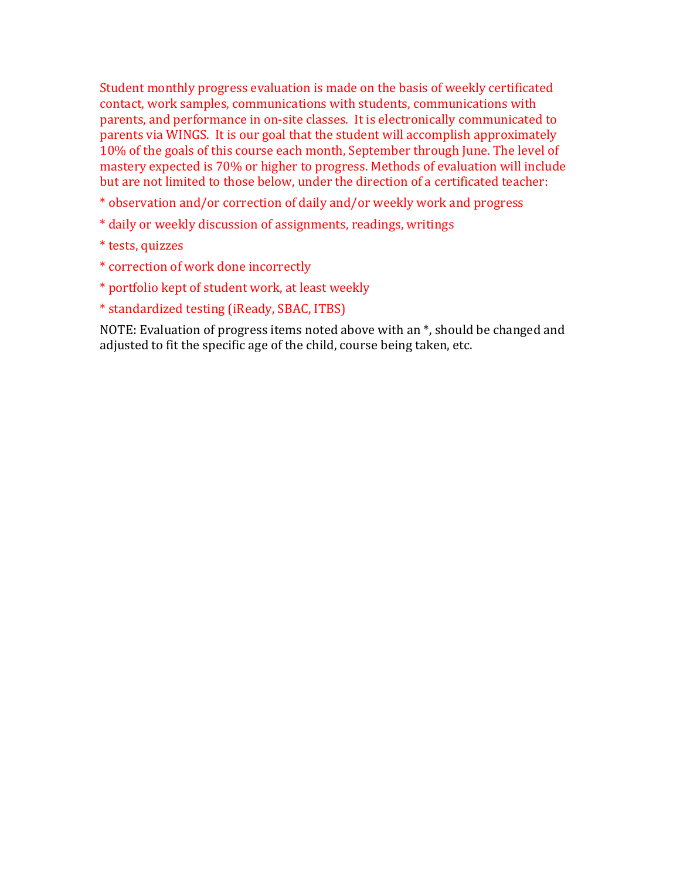Student monthly progress evaluation is made on the basis of weekly certificated contact, work samples, communications with students, communications with parents, and performance in on-site classes. It is electronically communicated to parents via WINGS. It is our goal that the student will accomplish approximately 10% of the goals of this course each month, September through June. The level of mastery expected is 70% or higher to progress. Methods of evaluation will include but are not limited to those below, under the direction of a certificated teacher:

* observation and/or correction of daily and/or weekly work and progress

* daily or weekly discussion of assignments, readings, writings

* tests, quizzes

* correction of work done incorrectly

* portfolio kept of student work, at least weekly

* standardized testing (iReady, SBAC, ITBS)

NOTE: Evaluation of progress items noted above with an *, should be changed and adjusted to fit the specific age of the child, course being taken, etc.